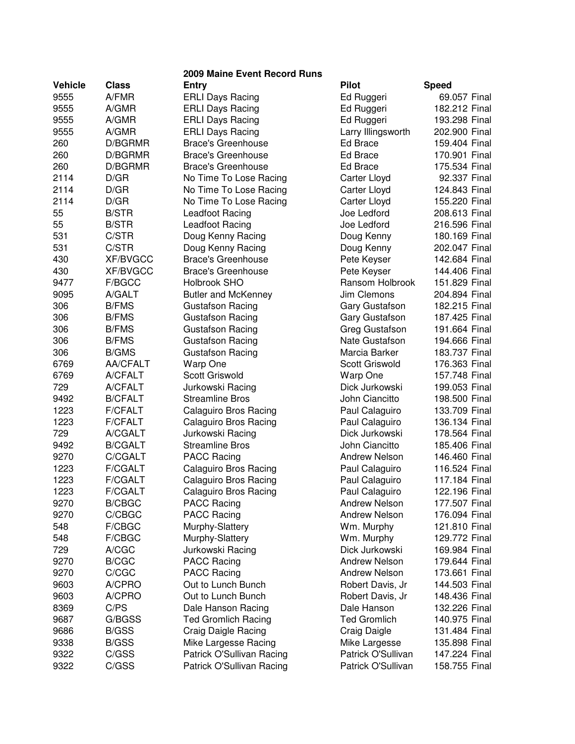## 2009 Maine Event Record Runs

| Vehicle | Class | Entry | Pilot | Speed | |
|---|---|---|---|---|---|
| 9555 | A/FMR | ERLI Days Racing | Ed Ruggeri | 69.057 | Final |
| 9555 | A/GMR | ERLI Days Racing | Ed Ruggeri | 182.212 | Final |
| 9555 | A/GMR | ERLI Days Racing | Ed Ruggeri | 193.298 | Final |
| 9555 | A/GMR | ERLI Days Racing | Larry Illingsworth | 202.900 | Final |
| 260 | D/BGRMR | Brace's Greenhouse | Ed Brace | 159.404 | Final |
| 260 | D/BGRMR | Brace's Greenhouse | Ed Brace | 170.901 | Final |
| 260 | D/BGRMR | Brace's Greenhouse | Ed Brace | 175.534 | Final |
| 2114 | D/GR | No Time To Lose Racing | Carter Lloyd | 92.337 | Final |
| 2114 | D/GR | No Time To Lose Racing | Carter Lloyd | 124.843 | Final |
| 2114 | D/GR | No Time To Lose Racing | Carter Lloyd | 155.220 | Final |
| 55 | B/STR | Leadfoot Racing | Joe Ledford | 208.613 | Final |
| 55 | B/STR | Leadfoot Racing | Joe Ledford | 216.596 | Final |
| 531 | C/STR | Doug Kenny Racing | Doug Kenny | 180.169 | Final |
| 531 | C/STR | Doug Kenny Racing | Doug Kenny | 202.047 | Final |
| 430 | XF/BVGCC | Brace's Greenhouse | Pete Keyser | 142.684 | Final |
| 430 | XF/BVGCC | Brace's Greenhouse | Pete Keyser | 144.406 | Final |
| 9477 | F/BGCC | Holbrook SHO | Ransom Holbrook | 151.829 | Final |
| 9095 | A/GALT | Butler and McKenney | Jim Clemons | 204.894 | Final |
| 306 | B/FMS | Gustafson Racing | Gary Gustafson | 182.215 | Final |
| 306 | B/FMS | Gustafson Racing | Gary Gustafson | 187.425 | Final |
| 306 | B/FMS | Gustafson Racing | Greg Gustafson | 191.664 | Final |
| 306 | B/FMS | Gustafson Racing | Nate Gustafson | 194.666 | Final |
| 306 | B/GMS | Gustafson Racing | Marcia Barker | 183.737 | Final |
| 6769 | AA/CFALT | Warp One | Scott Griswold | 176.363 | Final |
| 6769 | A/CFALT | Scott Griswold | Warp One | 157.748 | Final |
| 729 | A/CFALT | Jurkowski Racing | Dick Jurkowski | 199.053 | Final |
| 9492 | B/CFALT | Streamline Bros | John Ciancitto | 198.500 | Final |
| 1223 | F/CFALT | Calaguiro Bros Racing | Paul Calaguiro | 133.709 | Final |
| 1223 | F/CFALT | Calaguiro Bros Racing | Paul Calaguiro | 136.134 | Final |
| 729 | A/CGALT | Jurkowski Racing | Dick Jurkowski | 178.564 | Final |
| 9492 | B/CGALT | Streamline Bros | John Ciancitto | 185.406 | Final |
| 9270 | C/CGALT | PACC Racing | Andrew Nelson | 146.460 | Final |
| 1223 | F/CGALT | Calaguiro Bros Racing | Paul Calaguiro | 116.524 | Final |
| 1223 | F/CGALT | Calaguiro Bros Racing | Paul Calaguiro | 117.184 | Final |
| 1223 | F/CGALT | Calaguiro Bros Racing | Paul Calaguiro | 122.196 | Final |
| 9270 | B/CBGC | PACC Racing | Andrew Nelson | 177.507 | Final |
| 9270 | C/CBGC | PACC Racing | Andrew Nelson | 176.094 | Final |
| 548 | F/CBGC | Murphy-Slattery | Wm. Murphy | 121.810 | Final |
| 548 | F/CBGC | Murphy-Slattery | Wm. Murphy | 129.772 | Final |
| 729 | A/CGC | Jurkowski Racing | Dick Jurkowski | 169.984 | Final |
| 9270 | B/CGC | PACC Racing | Andrew Nelson | 179.644 | Final |
| 9270 | C/CGC | PACC Racing | Andrew Nelson | 173.661 | Final |
| 9603 | A/CPRO | Out to Lunch Bunch | Robert Davis, Jr | 144.503 | Final |
| 9603 | A/CPRO | Out to Lunch Bunch | Robert Davis, Jr | 148.436 | Final |
| 8369 | C/PS | Dale Hanson Racing | Dale Hanson | 132.226 | Final |
| 9687 | G/BGSS | Ted Gromlich Racing | Ted Gromlich | 140.975 | Final |
| 9686 | B/GSS | Craig Daigle Racing | Craig Daigle | 131.484 | Final |
| 9338 | B/GSS | Mike Largesse Racing | Mike Largesse | 135.898 | Final |
| 9322 | C/GSS | Patrick O'Sullivan Racing | Patrick O'Sullivan | 147.224 | Final |
| 9322 | C/GSS | Patrick O'Sullivan Racing | Patrick O'Sullivan | 158.755 | Final |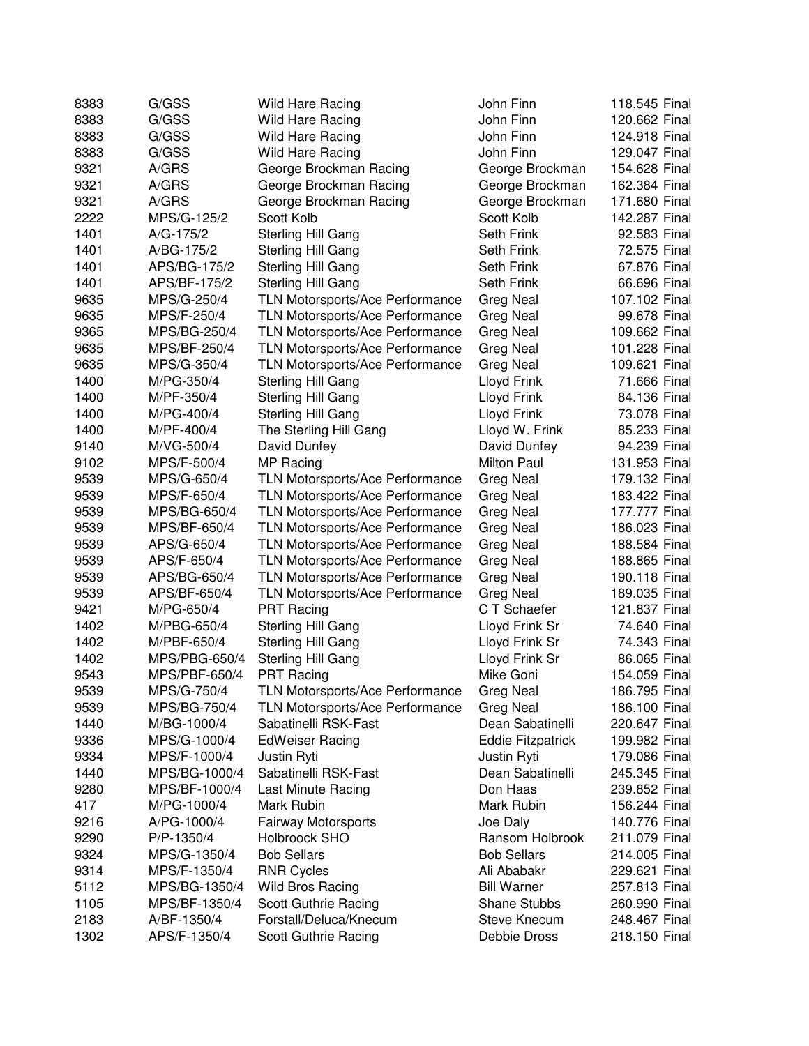| | | | | |
|---|---|---|---|---|
| 8383 | G/GSS | Wild Hare Racing | John Finn | 118.545 Final |
| 8383 | G/GSS | Wild Hare Racing | John Finn | 120.662 Final |
| 8383 | G/GSS | Wild Hare Racing | John Finn | 124.918 Final |
| 8383 | G/GSS | Wild Hare Racing | John Finn | 129.047 Final |
| 9321 | A/GRS | George Brockman Racing | George Brockman | 154.628 Final |
| 9321 | A/GRS | George Brockman Racing | George Brockman | 162.384 Final |
| 9321 | A/GRS | George Brockman Racing | George Brockman | 171.680 Final |
| 2222 | MPS/G-125/2 | Scott Kolb | Scott Kolb | 142.287 Final |
| 1401 | A/G-175/2 | Sterling Hill Gang | Seth Frink | 92.583 Final |
| 1401 | A/BG-175/2 | Sterling Hill Gang | Seth Frink | 72.575 Final |
| 1401 | APS/BG-175/2 | Sterling Hill Gang | Seth Frink | 67.876 Final |
| 1401 | APS/BF-175/2 | Sterling Hill Gang | Seth Frink | 66.696 Final |
| 9635 | MPS/G-250/4 | TLN Motorsports/Ace Performance | Greg Neal | 107.102 Final |
| 9635 | MPS/F-250/4 | TLN Motorsports/Ace Performance | Greg Neal | 99.678 Final |
| 9365 | MPS/BG-250/4 | TLN Motorsports/Ace Performance | Greg Neal | 109.662 Final |
| 9635 | MPS/BF-250/4 | TLN Motorsports/Ace Performance | Greg Neal | 101.228 Final |
| 9635 | MPS/G-350/4 | TLN Motorsports/Ace Performance | Greg Neal | 109.621 Final |
| 1400 | M/PG-350/4 | Sterling Hill Gang | Lloyd Frink | 71.666 Final |
| 1400 | M/PF-350/4 | Sterling Hill Gang | Lloyd Frink | 84.136 Final |
| 1400 | M/PG-400/4 | Sterling Hill Gang | Lloyd Frink | 73.078 Final |
| 1400 | M/PF-400/4 | The Sterling Hill Gang | Lloyd W. Frink | 85.233 Final |
| 9140 | M/VG-500/4 | David Dunfey | David Dunfey | 94.239 Final |
| 9102 | MPS/F-500/4 | MP Racing | Milton Paul | 131.953 Final |
| 9539 | MPS/G-650/4 | TLN Motorsports/Ace Performance | Greg Neal | 179.132 Final |
| 9539 | MPS/F-650/4 | TLN Motorsports/Ace Performance | Greg Neal | 183.422 Final |
| 9539 | MPS/BG-650/4 | TLN Motorsports/Ace Performance | Greg Neal | 177.777 Final |
| 9539 | MPS/BF-650/4 | TLN Motorsports/Ace Performance | Greg Neal | 186.023 Final |
| 9539 | APS/G-650/4 | TLN Motorsports/Ace Performance | Greg Neal | 188.584 Final |
| 9539 | APS/F-650/4 | TLN Motorsports/Ace Performance | Greg Neal | 188.865 Final |
| 9539 | APS/BG-650/4 | TLN Motorsports/Ace Performance | Greg Neal | 190.118 Final |
| 9539 | APS/BF-650/4 | TLN Motorsports/Ace Performance | Greg Neal | 189.035 Final |
| 9421 | M/PG-650/4 | PRT Racing | C T Schaefer | 121.837 Final |
| 1402 | M/PBG-650/4 | Sterling Hill Gang | Lloyd Frink Sr | 74.640 Final |
| 1402 | M/PBF-650/4 | Sterling Hill Gang | Lloyd Frink Sr | 74.343 Final |
| 1402 | MPS/PBG-650/4 | Sterling Hill Gang | Lloyd Frink Sr | 86.065 Final |
| 9543 | MPS/PBF-650/4 | PRT Racing | Mike Goni | 154.059 Final |
| 9539 | MPS/G-750/4 | TLN Motorsports/Ace Performance | Greg Neal | 186.795 Final |
| 9539 | MPS/BG-750/4 | TLN Motorsports/Ace Performance | Greg Neal | 186.100 Final |
| 1440 | M/BG-1000/4 | Sabatinelli RSK-Fast | Dean Sabatinelli | 220.647 Final |
| 9336 | MPS/G-1000/4 | EdWeiser Racing | Eddie Fitzpatrick | 199.982 Final |
| 9334 | MPS/F-1000/4 | Justin Ryti | Justin Ryti | 179.086 Final |
| 1440 | MPS/BG-1000/4 | Sabatinelli RSK-Fast | Dean Sabatinelli | 245.345 Final |
| 9280 | MPS/BF-1000/4 | Last Minute Racing | Don Haas | 239.852 Final |
| 417 | M/PG-1000/4 | Mark Rubin | Mark Rubin | 156.244 Final |
| 9216 | A/PG-1000/4 | Fairway Motorsports | Joe Daly | 140.776 Final |
| 9290 | P/P-1350/4 | Holbroock SHO | Ransom Holbrook | 211.079 Final |
| 9324 | MPS/G-1350/4 | Bob Sellars | Bob Sellars | 214.005 Final |
| 9314 | MPS/F-1350/4 | RNR Cycles | Ali Ababakr | 229.621 Final |
| 5112 | MPS/BG-1350/4 | Wild Bros Racing | Bill Warner | 257.813 Final |
| 1105 | MPS/BF-1350/4 | Scott Guthrie Racing | Shane Stubbs | 260.990 Final |
| 2183 | A/BF-1350/4 | Forstall/Deluca/Knecum | Steve Knecum | 248.467 Final |
| 1302 | APS/F-1350/4 | Scott Guthrie Racing | Debbie Dross | 218.150 Final |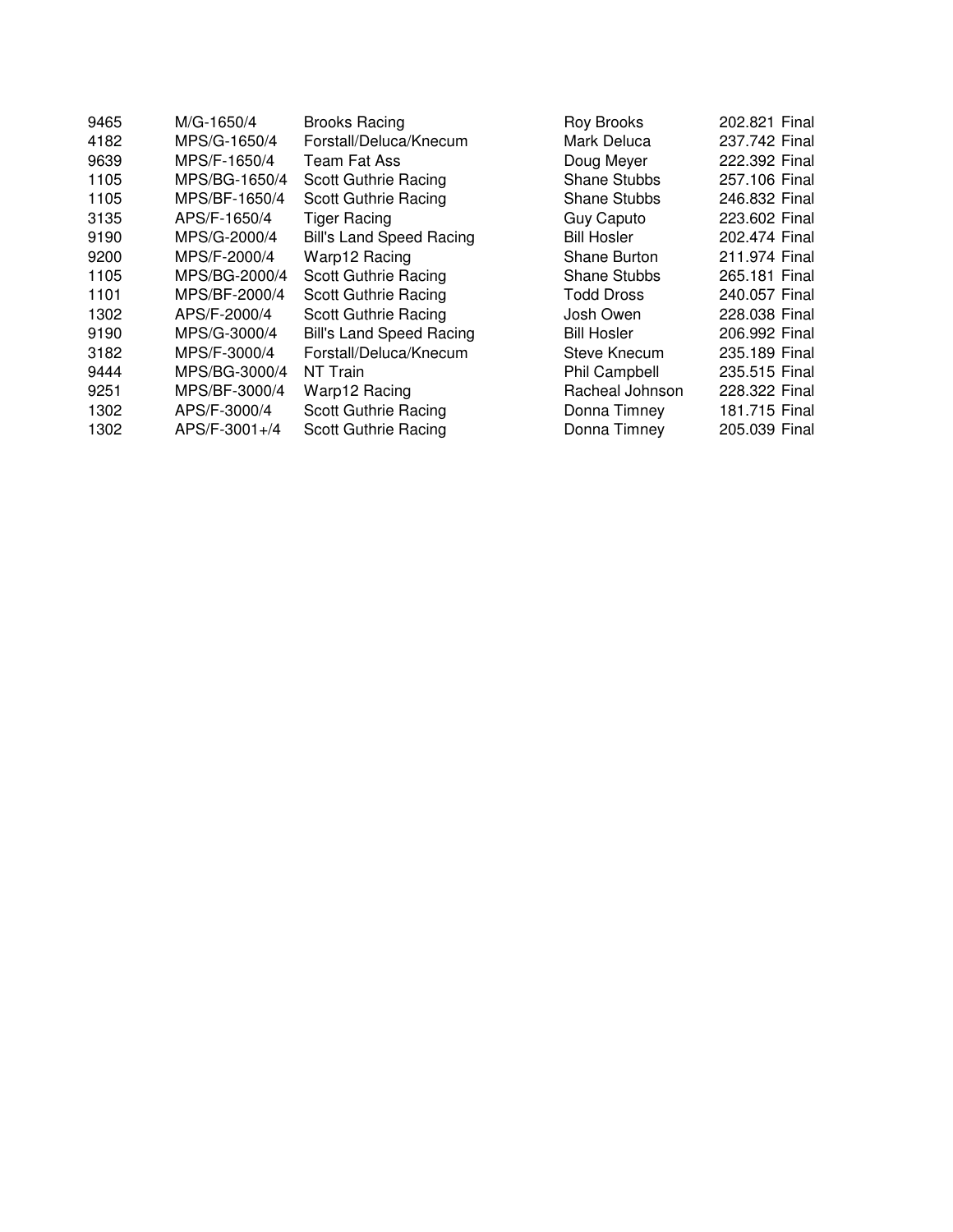| | | | | | |
|---|---|---|---|---|---|
| 9465 | M/G-1650/4 | Brooks Racing | Roy Brooks | 202.821 | Final |
| 4182 | MPS/G-1650/4 | Forstall/Deluca/Knecum | Mark Deluca | 237.742 | Final |
| 9639 | MPS/F-1650/4 | Team Fat Ass | Doug Meyer | 222.392 | Final |
| 1105 | MPS/BG-1650/4 | Scott Guthrie Racing | Shane Stubbs | 257.106 | Final |
| 1105 | MPS/BF-1650/4 | Scott Guthrie Racing | Shane Stubbs | 246.832 | Final |
| 3135 | APS/F-1650/4 | Tiger Racing | Guy Caputo | 223.602 | Final |
| 9190 | MPS/G-2000/4 | Bill's Land Speed Racing | Bill Hosler | 202.474 | Final |
| 9200 | MPS/F-2000/4 | Warp12 Racing | Shane Burton | 211.974 | Final |
| 1105 | MPS/BG-2000/4 | Scott Guthrie Racing | Shane Stubbs | 265.181 | Final |
| 1101 | MPS/BF-2000/4 | Scott Guthrie Racing | Todd Dross | 240.057 | Final |
| 1302 | APS/F-2000/4 | Scott Guthrie Racing | Josh Owen | 228.038 | Final |
| 9190 | MPS/G-3000/4 | Bill's Land Speed Racing | Bill Hosler | 206.992 | Final |
| 3182 | MPS/F-3000/4 | Forstall/Deluca/Knecum | Steve Knecum | 235.189 | Final |
| 9444 | MPS/BG-3000/4 | NT Train | Phil Campbell | 235.515 | Final |
| 9251 | MPS/BF-3000/4 | Warp12 Racing | Racheal Johnson | 228.322 | Final |
| 1302 | APS/F-3000/4 | Scott Guthrie Racing | Donna Timney | 181.715 | Final |
| 1302 | APS/F-3001+/4 | Scott Guthrie Racing | Donna Timney | 205.039 | Final |